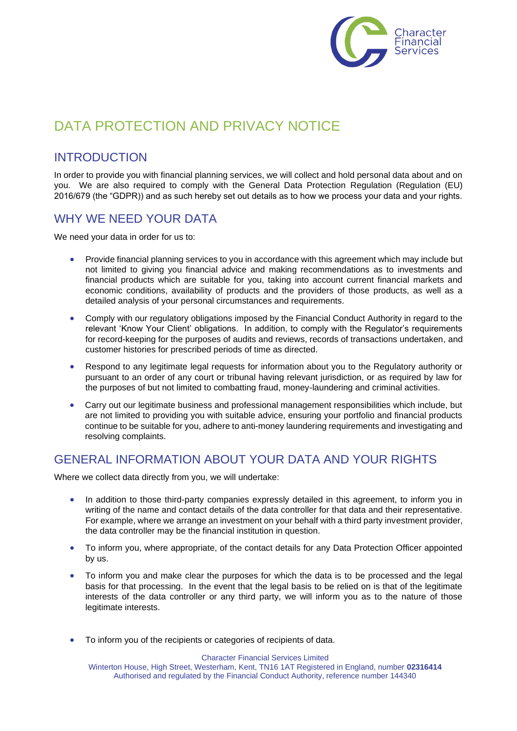# DATA PROTECTION AND PRIVACY NOTICE

## INTRODUCTION

In order to provide you with financial planning services, we will collect and hold personal data about and on you. We are also required to comply with the General Data Protection Regulation (Regulation (EU) 2016/679 (the "GDPR)) and as such hereby set out details as to how we process your data and your rights.

## WHY WE NEED YOUR DATA

We need your data in order for us to:

- Provide financial planning services to you in accordance with this agreement which may include but not limited to giving you financial advice and making recommendations as to investments and financial products which are suitable for you, taking into account current financial markets and economic conditions, availability of products and the providers of those products, as well as a detailed analysis of your personal circumstances and requirements.
- Comply with our regulatory obligations imposed by the Financial Conduct Authority in regard to the relevant 'Know Your Client' obligations. In addition, to comply with the Regulator's requirements for record-keeping for the purposes of audits and reviews, records of transactions undertaken, and customer histories for prescribed periods of time as directed.
- Respond to any legitimate legal requests for information about you to the Regulatory authority or pursuant to an order of any court or tribunal having relevant jurisdiction, or as required by law for the purposes of but not limited to combatting fraud, money-laundering and criminal activities.
- Carry out our legitimate business and professional management responsibilities which include, but are not limited to providing you with suitable advice, ensuring your portfolio and financial products continue to be suitable for you, adhere to anti-money laundering requirements and investigating and resolving complaints.

## GENERAL INFORMATION ABOUT YOUR DATA AND YOUR RIGHTS

Where we collect data directly from you, we will undertake:

- In addition to those third-party companies expressly detailed in this agreement, to inform you in writing of the name and contact details of the data controller for that data and their representative. For example, where we arrange an investment on your behalf with a third party investment provider, the data controller may be the financial institution in question.
- To inform you, where appropriate, of the contact details for any Data Protection Officer appointed by us.
- To inform you and make clear the purposes for which the data is to be processed and the legal basis for that processing. In the event that the legal basis to be relied on is that of the legitimate interests of the data controller or any third party, we will inform you as to the nature of those legitimate interests.
- To inform you of the recipients or categories of recipients of data.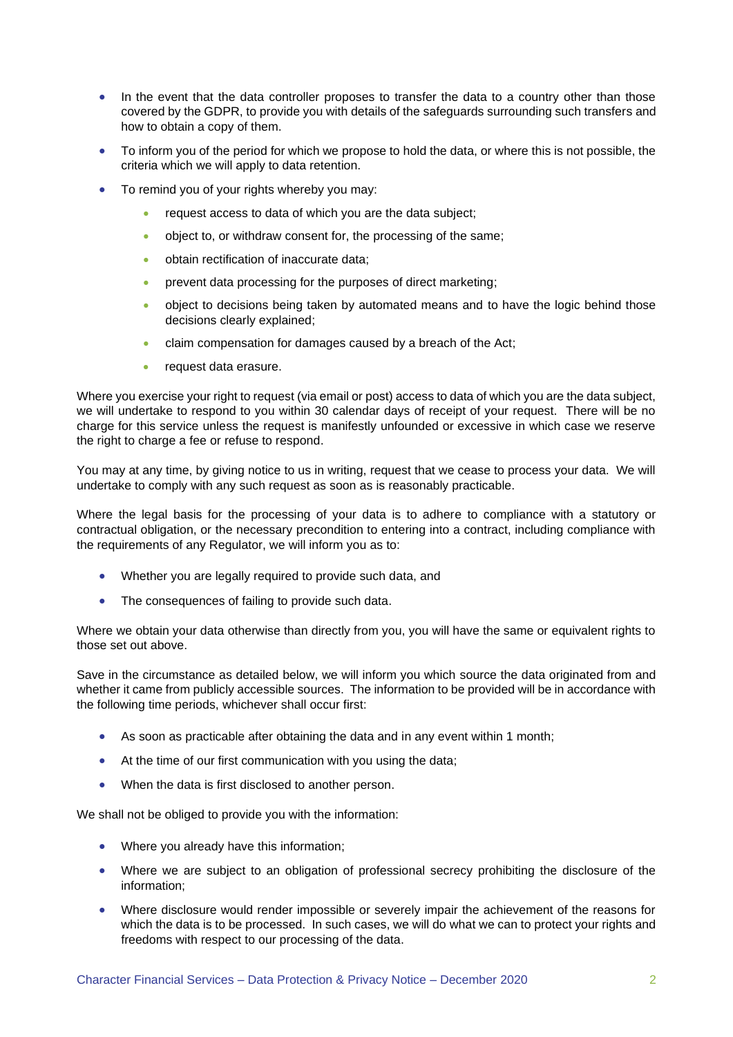- In the event that the data controller proposes to transfer the data to a country other than those covered by the GDPR, to provide you with details of the safeguards surrounding such transfers and how to obtain a copy of them.
- To inform you of the period for which we propose to hold the data, or where this is not possible, the criteria which we will apply to data retention.
- To remind you of your rights whereby you may:
  - request access to data of which you are the data subject;
  - object to, or withdraw consent for, the processing of the same;
  - obtain rectification of inaccurate data;
  - prevent data processing for the purposes of direct marketing;
  - object to decisions being taken by automated means and to have the logic behind those decisions clearly explained;
  - claim compensation for damages caused by a breach of the Act;
  - request data erasure.

Where you exercise your right to request (via email or post) access to data of which you are the data subject, we will undertake to respond to you within 30 calendar days of receipt of your request. There will be no charge for this service unless the request is manifestly unfounded or excessive in which case we reserve the right to charge a fee or refuse to respond.

You may at any time, by giving notice to us in writing, request that we cease to process your data. We will undertake to comply with any such request as soon as is reasonably practicable.

Where the legal basis for the processing of your data is to adhere to compliance with a statutory or contractual obligation, or the necessary precondition to entering into a contract, including compliance with the requirements of any Regulator, we will inform you as to:

- Whether you are legally required to provide such data, and
- The consequences of failing to provide such data.

Where we obtain your data otherwise than directly from you, you will have the same or equivalent rights to those set out above.

Save in the circumstance as detailed below, we will inform you which source the data originated from and whether it came from publicly accessible sources. The information to be provided will be in accordance with the following time periods, whichever shall occur first:

- As soon as practicable after obtaining the data and in any event within 1 month;
- At the time of our first communication with you using the data;
- When the data is first disclosed to another person.

We shall not be obliged to provide you with the information:

- Where you already have this information;
- Where we are subject to an obligation of professional secrecy prohibiting the disclosure of the information;
- Where disclosure would render impossible or severely impair the achievement of the reasons for which the data is to be processed. In such cases, we will do what we can to protect your rights and freedoms with respect to our processing of the data.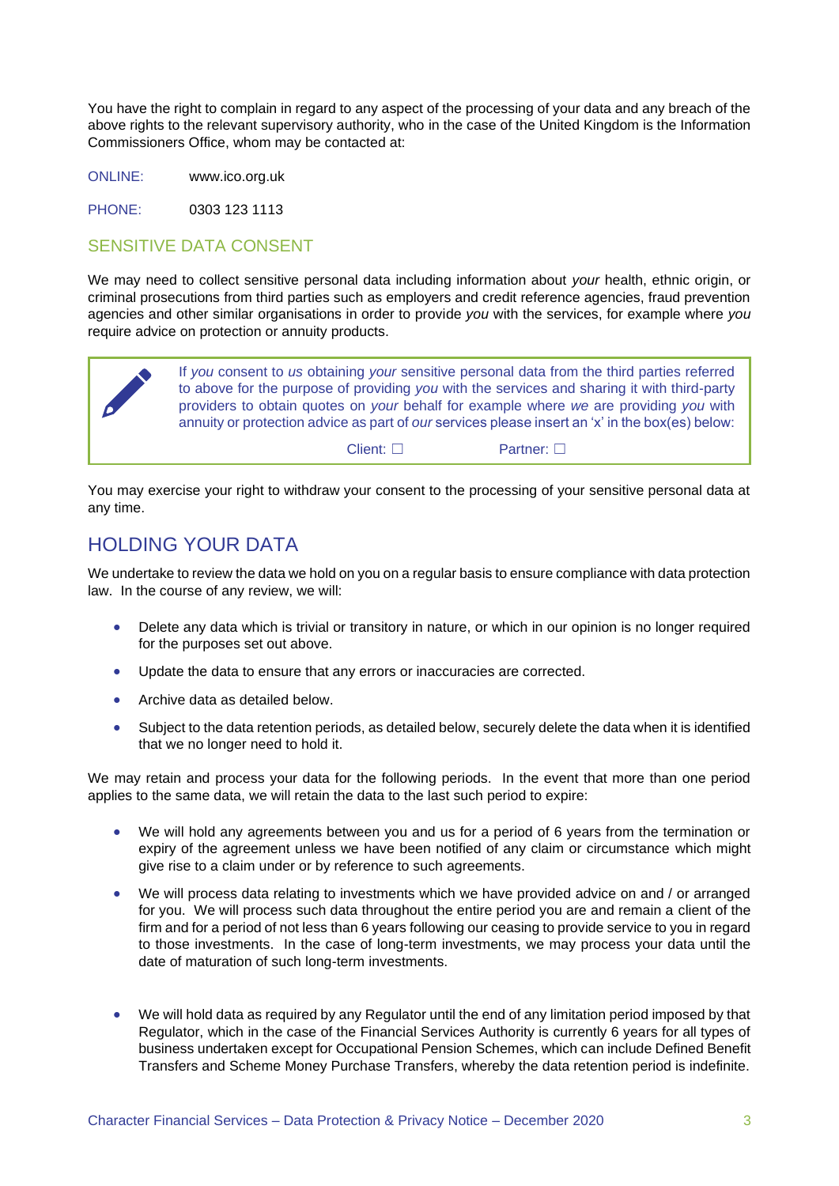You have the right to complain in regard to any aspect of the processing of your data and any breach of the above rights to the relevant supervisory authority, who in the case of the United Kingdom is the Information Commissioners Office, whom may be contacted at:

ONLINE: www.ico.org.uk

PHONE: 0303 123 1113

### SENSITIVE DATA CONSENT

We may need to collect sensitive personal data including information about *your* health, ethnic origin, or criminal prosecutions from third parties such as employers and credit reference agencies, fraud prevention agencies and other similar organisations in order to provide *you* with the services, for example where *you* require advice on protection or annuity products.

If *you* consent to *us* obtaining *your* sensitive personal data from the third parties referred to above for the purpose of providing *you* with the services and sharing it with third-party providers to obtain quotes on *your* behalf for example where *we* are providing *you* with annuity or protection advice as part of *our* services please insert an 'x' in the box(es) below:

Client: ☐ Partner: ☐

You may exercise your right to withdraw your consent to the processing of your sensitive personal data at any time.

## HOLDING YOUR DATA

We undertake to review the data we hold on you on a regular basis to ensure compliance with data protection law. In the course of any review, we will:

- Delete any data which is trivial or transitory in nature, or which in our opinion is no longer required for the purposes set out above.
- Update the data to ensure that any errors or inaccuracies are corrected.
- Archive data as detailed below.
- Subject to the data retention periods, as detailed below, securely delete the data when it is identified that we no longer need to hold it.

We may retain and process your data for the following periods. In the event that more than one period applies to the same data, we will retain the data to the last such period to expire:

- We will hold any agreements between you and us for a period of 6 years from the termination or expiry of the agreement unless we have been notified of any claim or circumstance which might give rise to a claim under or by reference to such agreements.
- We will process data relating to investments which we have provided advice on and / or arranged for you. We will process such data throughout the entire period you are and remain a client of the firm and for a period of not less than 6 years following our ceasing to provide service to you in regard to those investments. In the case of long-term investments, we may process your data until the date of maturation of such long-term investments.
- We will hold data as required by any Regulator until the end of any limitation period imposed by that Regulator, which in the case of the Financial Services Authority is currently 6 years for all types of business undertaken except for Occupational Pension Schemes, which can include Defined Benefit Transfers and Scheme Money Purchase Transfers, whereby the data retention period is indefinite.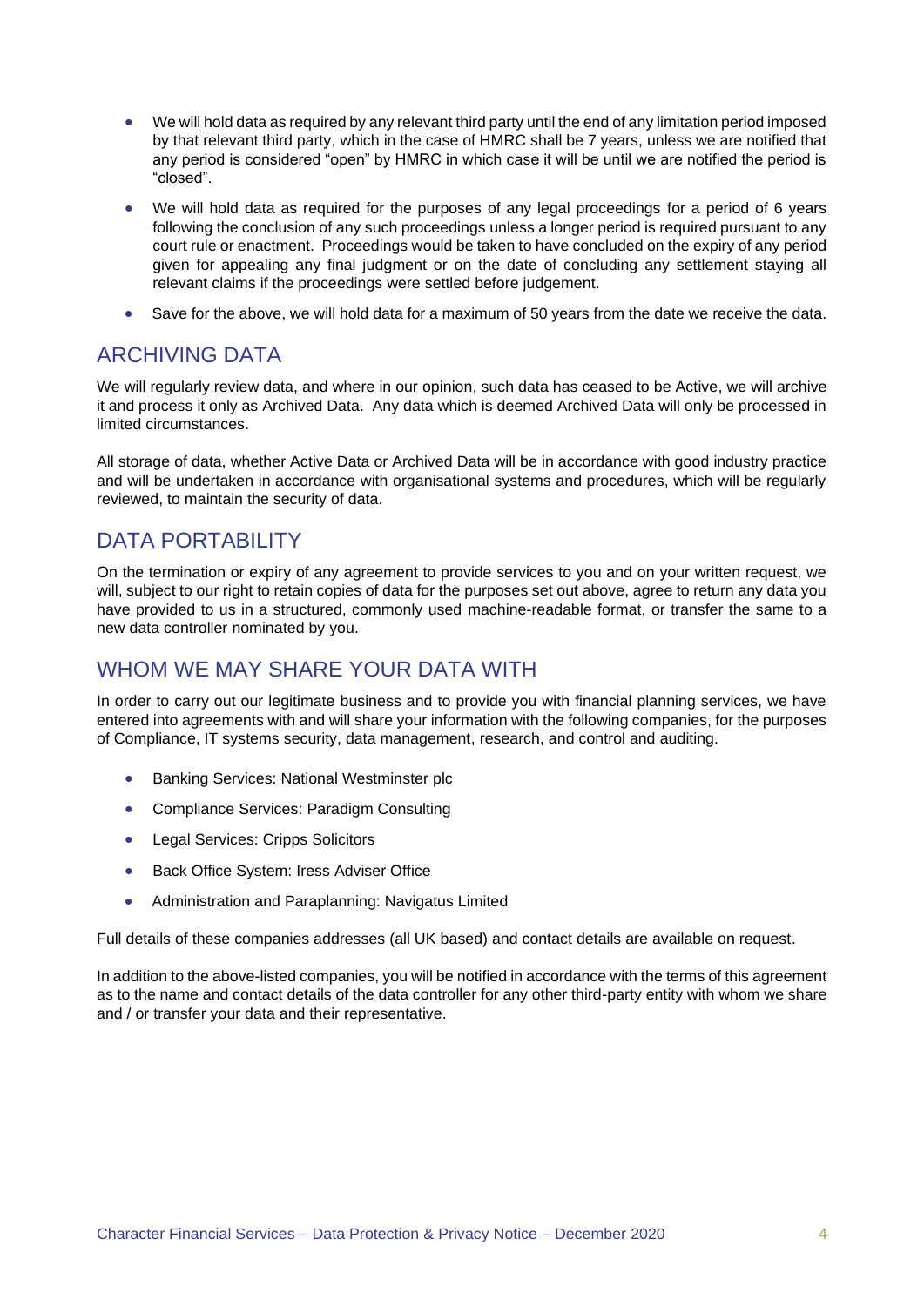- We will hold data as required by any relevant third party until the end of any limitation period imposed by that relevant third party, which in the case of HMRC shall be 7 years, unless we are notified that any period is considered "open" by HMRC in which case it will be until we are notified the period is "closed".
- We will hold data as required for the purposes of any legal proceedings for a period of 6 years following the conclusion of any such proceedings unless a longer period is required pursuant to any court rule or enactment. Proceedings would be taken to have concluded on the expiry of any period given for appealing any final judgment or on the date of concluding any settlement staying all relevant claims if the proceedings were settled before judgement.
- Save for the above, we will hold data for a maximum of 50 years from the date we receive the data.

## ARCHIVING DATA

We will regularly review data, and where in our opinion, such data has ceased to be Active, we will archive it and process it only as Archived Data. Any data which is deemed Archived Data will only be processed in limited circumstances.

All storage of data, whether Active Data or Archived Data will be in accordance with good industry practice and will be undertaken in accordance with organisational systems and procedures, which will be regularly reviewed, to maintain the security of data.

## DATA PORTABILITY

On the termination or expiry of any agreement to provide services to you and on your written request, we will, subject to our right to retain copies of data for the purposes set out above, agree to return any data you have provided to us in a structured, commonly used machine-readable format, or transfer the same to a new data controller nominated by you.

## WHOM WE MAY SHARE YOUR DATA WITH

In order to carry out our legitimate business and to provide you with financial planning services, we have entered into agreements with and will share your information with the following companies, for the purposes of Compliance, IT systems security, data management, research, and control and auditing.

- Banking Services: National Westminster plc
- Compliance Services: Paradigm Consulting
- Legal Services: Cripps Solicitors
- Back Office System: Iress Adviser Office
- Administration and Paraplanning: Navigatus Limited

Full details of these companies addresses (all UK based) and contact details are available on request.

In addition to the above-listed companies, you will be notified in accordance with the terms of this agreement as to the name and contact details of the data controller for any other third-party entity with whom we share and / or transfer your data and their representative.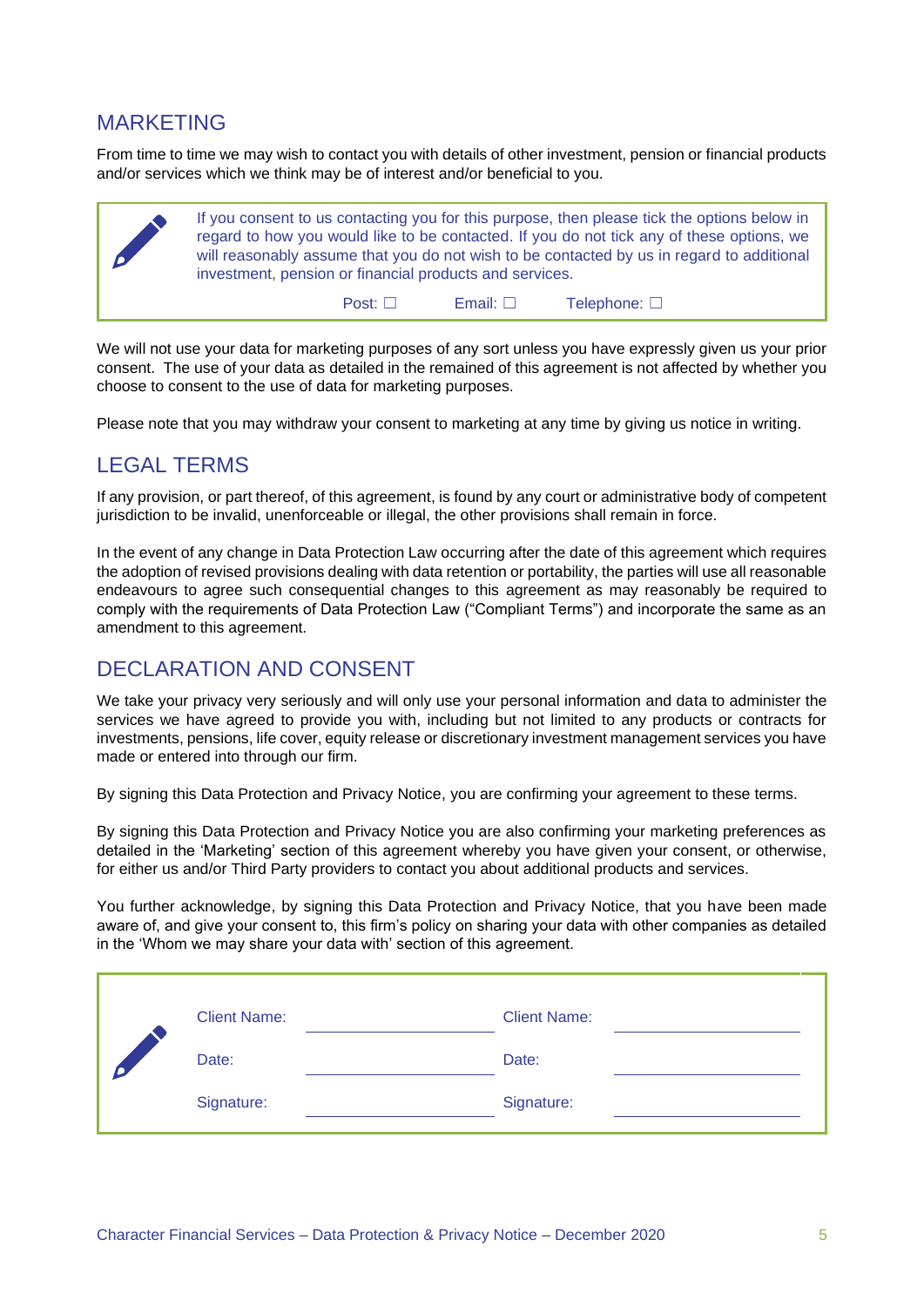## MARKETING

From time to time we may wish to contact you with details of other investment, pension or financial products and/or services which we think may be of interest and/or beneficial to you.

If you consent to us contacting you for this purpose, then please tick the options below in regard to how you would like to be contacted. If you do not tick any of these options, we will reasonably assume that you do not wish to be contacted by us in regard to additional investment, pension or financial products and services.

Post: ☐ Email: ☐ Telephone: ☐

We will not use your data for marketing purposes of any sort unless you have expressly given us your prior consent. The use of your data as detailed in the remained of this agreement is not affected by whether you choose to consent to the use of data for marketing purposes.

Please note that you may withdraw your consent to marketing at any time by giving us notice in writing.

## LEGAL TERMS

If any provision, or part thereof, of this agreement, is found by any court or administrative body of competent jurisdiction to be invalid, unenforceable or illegal, the other provisions shall remain in force.

In the event of any change in Data Protection Law occurring after the date of this agreement which requires the adoption of revised provisions dealing with data retention or portability, the parties will use all reasonable endeavours to agree such consequential changes to this agreement as may reasonably be required to comply with the requirements of Data Protection Law ("Compliant Terms") and incorporate the same as an amendment to this agreement.

## DECLARATION AND CONSENT

We take your privacy very seriously and will only use your personal information and data to administer the services we have agreed to provide you with, including but not limited to any products or contracts for investments, pensions, life cover, equity release or discretionary investment management services you have made or entered into through our firm.

By signing this Data Protection and Privacy Notice, you are confirming your agreement to these terms.

By signing this Data Protection and Privacy Notice you are also confirming your marketing preferences as detailed in the 'Marketing' section of this agreement whereby you have given your consent, or otherwise, for either us and/or Third Party providers to contact you about additional products and services.

You further acknowledge, by signing this Data Protection and Privacy Notice, that you have been made aware of, and give your consent to, this firm's policy on sharing your data with other companies as detailed in the 'Whom we may share your data with' section of this agreement.

| | | | |
|---|---|---|---|
| Client Name: | | Client Name: | |
| Date: | | Date: | |
| Signature: | | Signature: | |